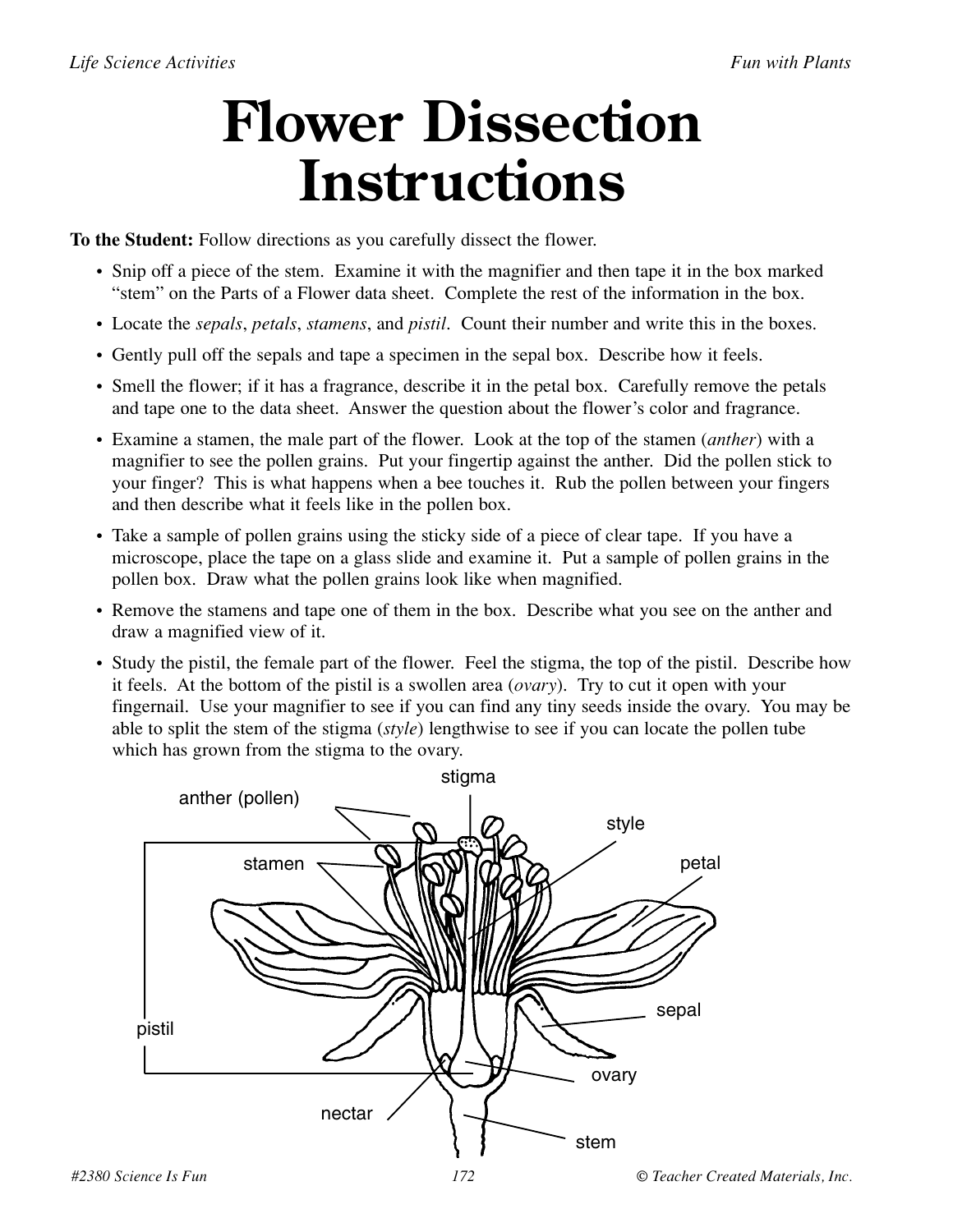# Flower Dissection Instructions

**To the Student:** Follow directions as you carefully dissect the flower.

- Snip off a piece of the stem. Examine it with the magnifier and then tape it in the box marked "stem" on the Parts of a Flower data sheet. Complete the rest of the information in the box.
- Locate the *sepals*, *petals*, *stamens*, and *pistil*. Count their number and write this in the boxes.
- Gently pull off the sepals and tape a specimen in the sepal box. Describe how it feels.
- Smell the flower; if it has a fragrance, describe it in the petal box. Carefully remove the petals and tape one to the data sheet. Answer the question about the flower's color and fragrance.
- Examine a stamen, the male part of the flower. Look at the top of the stamen (*anther*) with a magnifier to see the pollen grains. Put your fingertip against the anther. Did the pollen stick to your finger? This is what happens when a bee touches it. Rub the pollen between your fingers and then describe what it feels like in the pollen box.
- Take a sample of pollen grains using the sticky side of a piece of clear tape. If you have a microscope, place the tape on a glass slide and examine it. Put a sample of pollen grains in the pollen box. Draw what the pollen grains look like when magnified.
- Remove the stamens and tape one of them in the box. Describe what you see on the anther and draw a magnified view of it.
- Study the pistil, the female part of the flower. Feel the stigma, the top of the pistil. Describe how it feels. At the bottom of the pistil is a swollen area (*ovary*). Try to cut it open with your fingernail. Use your magnifier to see if you can find any tiny seeds inside the ovary. You may be able to split the stem of the stigma (*style*) lengthwise to see if you can locate the pollen tube which has grown from the stigma to the ovary.

stigma

anther (pollen)

style

stamen

petal

sepal

pistil

ovary

nectar

stem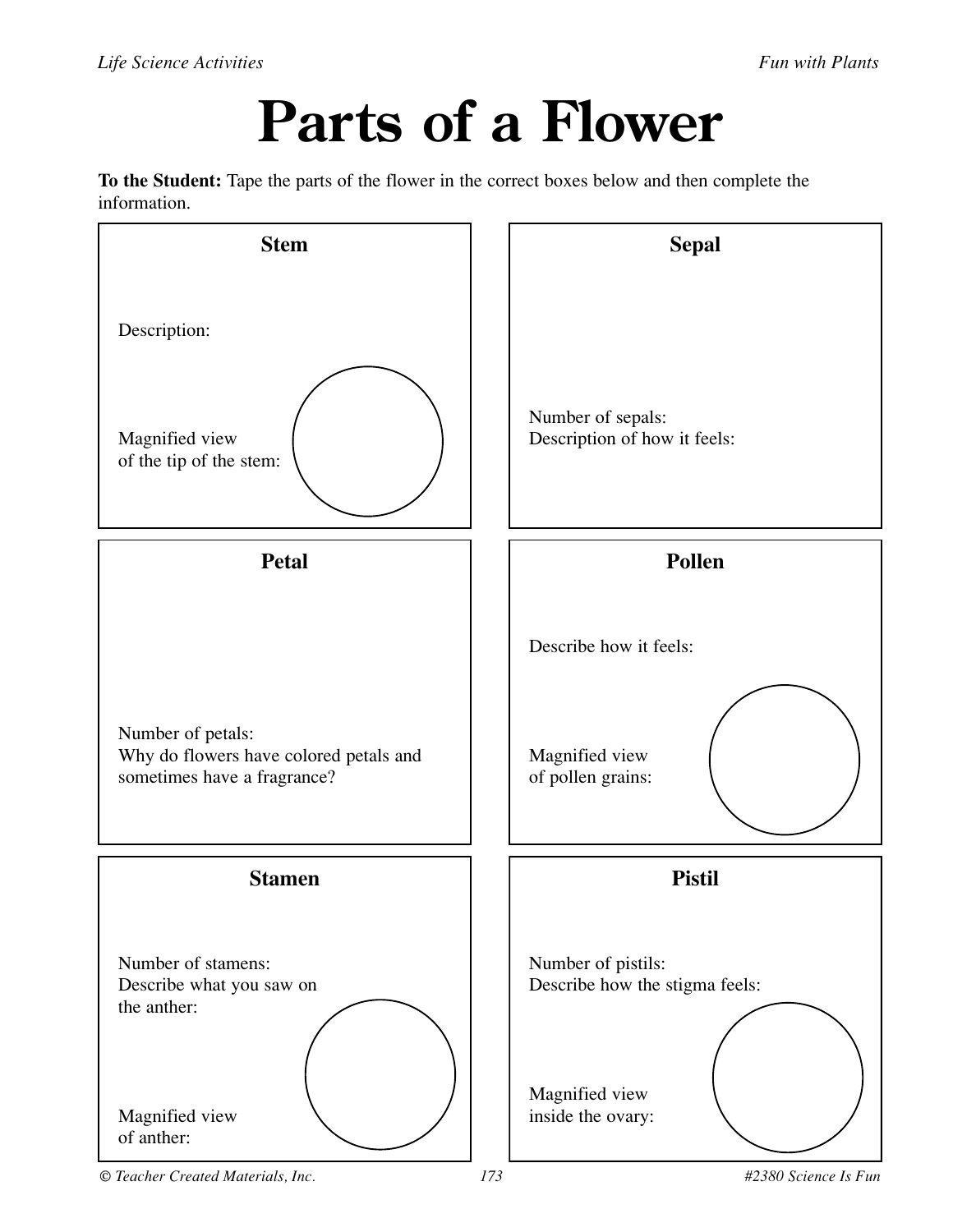# Parts of a Flower

**To the Student:** Tape the parts of the flower in the correct boxes below and then complete the information.

### Stem

Description:

Magnified view of the tip of the stem:

### Sepal

Number of sepals:
Description of how it feels:

### Petal

Number of petals:
Why do flowers have colored petals and sometimes have a fragrance?

### Pollen

Describe how it feels:

Magnified view of pollen grains:

### Stamen

Number of stamens:
Describe what you saw on the anther:

Magnified view of anther:

### Pistil

Number of pistils:
Describe how the stigma feels:

Magnified view inside the ovary: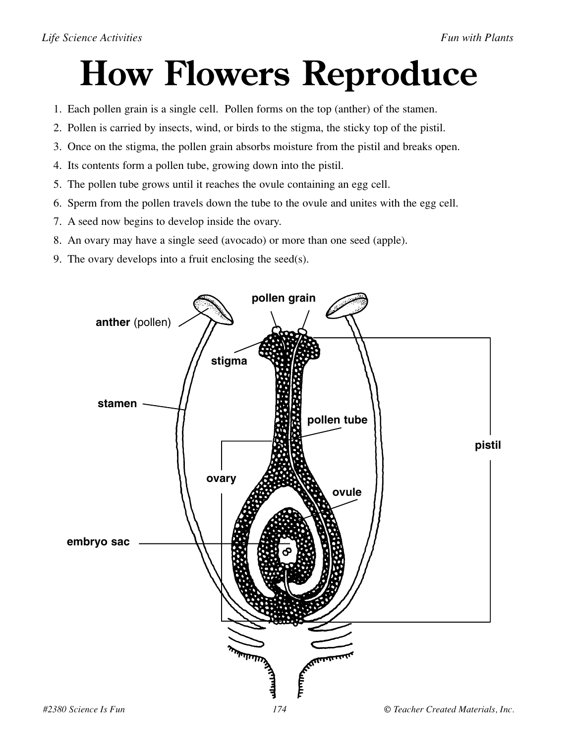# How Flowers Reproduce

1. Each pollen grain is a single cell. Pollen forms on the top (anther) of the stamen.
2. Pollen is carried by insects, wind, or birds to the stigma, the sticky top of the pistil.
3. Once on the stigma, the pollen grain absorbs moisture from the pistil and breaks open.
4. Its contents form a pollen tube, growing down into the pistil.
5. The pollen tube grows until it reaches the ovule containing an egg cell.
6. Sperm from the pollen travels down the tube to the ovule and unites with the egg cell.
7. A seed now begins to develop inside the ovary.
8. An ovary may have a single seed (avocado) or more than one seed (apple).
9. The ovary develops into a fruit enclosing the seed(s).

pollen grain

**anther** (pollen)

stigma

stamen

pollen tube

pistil

ovary

ovule

embryo sac